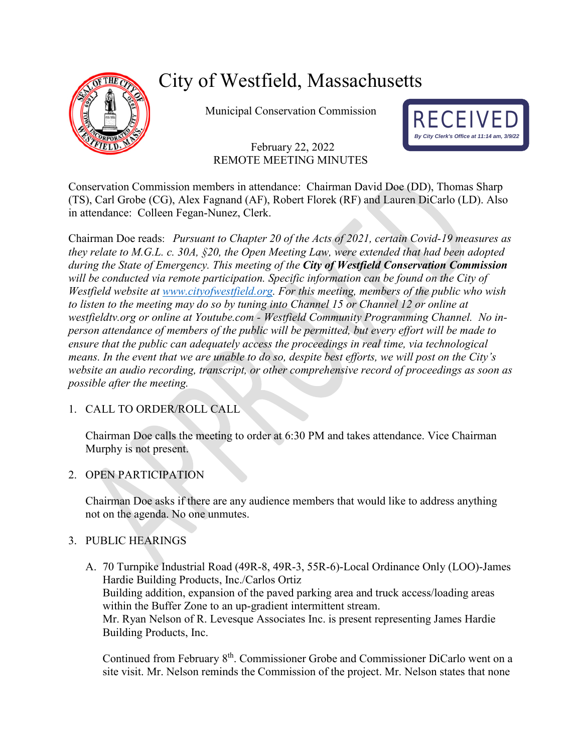# City of Westfield, Massachusetts

Municipal Conservation Commission

RECEIVED
*By City Clerk's Office at 11:14 am, 3/9/22*

February 22, 2022
REMOTE MEETING MINUTES

Conservation Commission members in attendance: Chairman David Doe (DD), Thomas Sharp (TS), Carl Grobe (CG), Alex Fagnand (AF), Robert Florek (RF) and Lauren DiCarlo (LD). Also in attendance: Colleen Fegan-Nunez, Clerk.

Chairman Doe reads: *Pursuant to Chapter 20 of the Acts of 2021, certain Covid-19 measures as they relate to M.G.L. c. 30A, §20, the Open Meeting Law, were extended that had been adopted during the State of Emergency. This meeting of the* ***City of Westfield Conservation Commission*** *will be conducted via remote participation. Specific information can be found on the City of Westfield website at [www.cityofwestfield.org](www.cityofwestfield.org). For this meeting, members of the public who wish to listen to the meeting may do so by tuning into Channel 15 or Channel 12 or online at westfieldtv.org or online at Youtube.com - Westfield Community Programming Channel. No in-person attendance of members of the public will be permitted, but every effort will be made to ensure that the public can adequately access the proceedings in real time, via technological means. In the event that we are unable to do so, despite best efforts, we will post on the City's website an audio recording, transcript, or other comprehensive record of proceedings as soon as possible after the meeting.*

1. CALL TO ORDER/ROLL CALL

   Chairman Doe calls the meeting to order at 6:30 PM and takes attendance. Vice Chairman Murphy is not present.

2. OPEN PARTICIPATION

   Chairman Doe asks if there are any audience members that would like to address anything not on the agenda. No one unmutes.

3. PUBLIC HEARINGS

   A. 70 Turnpike Industrial Road (49R-8, 49R-3, 55R-6)-Local Ordinance Only (LOO)-James Hardie Building Products, Inc./Carlos Ortiz
   Building addition, expansion of the paved parking area and truck access/loading areas within the Buffer Zone to an up-gradient intermittent stream.
   Mr. Ryan Nelson of R. Levesque Associates Inc. is present representing James Hardie Building Products, Inc.

   Continued from February 8th. Commissioner Grobe and Commissioner DiCarlo went on a site visit. Mr. Nelson reminds the Commission of the project. Mr. Nelson states that none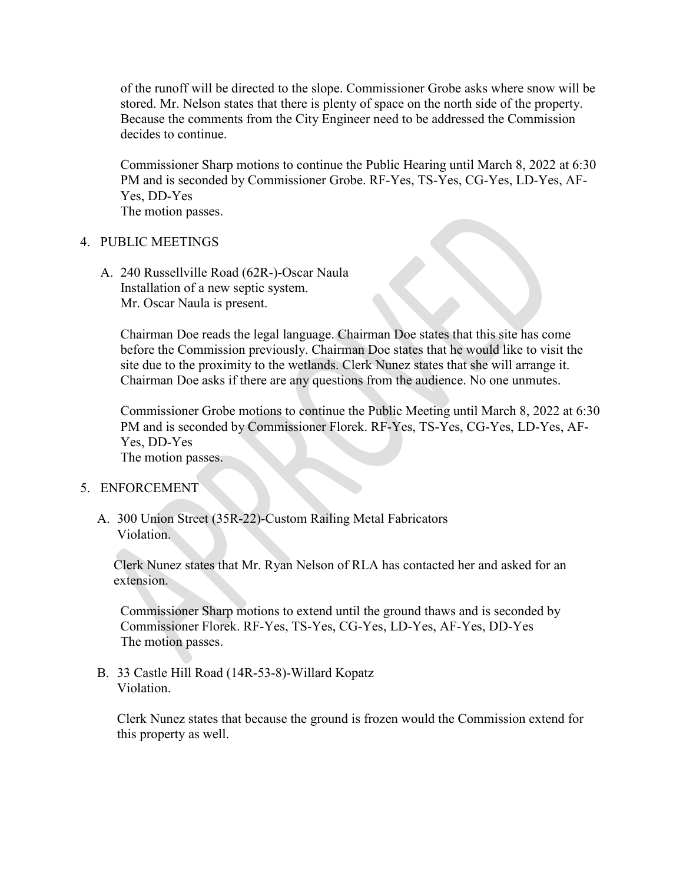of the runoff will be directed to the slope. Commissioner Grobe asks where snow will be stored. Mr. Nelson states that there is plenty of space on the north side of the property. Because the comments from the City Engineer need to be addressed the Commission decides to continue.

Commissioner Sharp motions to continue the Public Hearing until March 8, 2022 at 6:30 PM and is seconded by Commissioner Grobe. RF-Yes, TS-Yes, CG-Yes, LD-Yes, AF-Yes, DD-Yes
The motion passes.

4. PUBLIC MEETINGS

   A. 240 Russellville Road (62R-)-Oscar Naula
      Installation of a new septic system.
      Mr. Oscar Naula is present.

      Chairman Doe reads the legal language. Chairman Doe states that this site has come before the Commission previously. Chairman Doe states that he would like to visit the site due to the proximity to the wetlands. Clerk Nunez states that she will arrange it. Chairman Doe asks if there are any questions from the audience. No one unmutes.

      Commissioner Grobe motions to continue the Public Meeting until March 8, 2022 at 6:30 PM and is seconded by Commissioner Florek. RF-Yes, TS-Yes, CG-Yes, LD-Yes, AF-Yes, DD-Yes
      The motion passes.

5. ENFORCEMENT

   A. 300 Union Street (35R-22)-Custom Railing Metal Fabricators
      Violation.

      Clerk Nunez states that Mr. Ryan Nelson of RLA has contacted her and asked for an extension.

      Commissioner Sharp motions to extend until the ground thaws and is seconded by Commissioner Florek. RF-Yes, TS-Yes, CG-Yes, LD-Yes, AF-Yes, DD-Yes
      The motion passes.

   B. 33 Castle Hill Road (14R-53-8)-Willard Kopatz
      Violation.

      Clerk Nunez states that because the ground is frozen would the Commission extend for this property as well.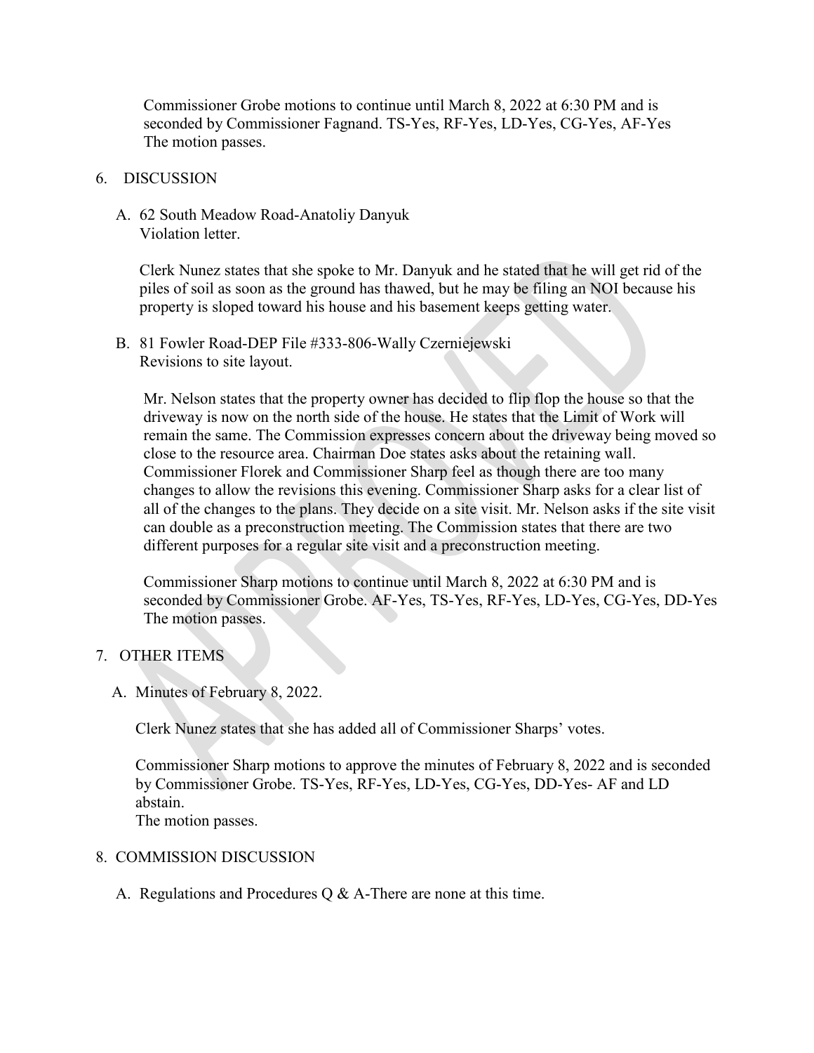Commissioner Grobe motions to continue until March 8, 2022 at 6:30 PM and is seconded by Commissioner Fagnand. TS-Yes, RF-Yes, LD-Yes, CG-Yes, AF-Yes
The motion passes.

6. DISCUSSION

   A. 62 South Meadow Road-Anatoliy Danyuk
      Violation letter.

      Clerk Nunez states that she spoke to Mr. Danyuk and he stated that he will get rid of the piles of soil as soon as the ground has thawed, but he may be filing an NOI because his property is sloped toward his house and his basement keeps getting water.

   B. 81 Fowler Road-DEP File #333-806-Wally Czerniejewski
      Revisions to site layout.

      Mr. Nelson states that the property owner has decided to flip flop the house so that the driveway is now on the north side of the house. He states that the Limit of Work will remain the same. The Commission expresses concern about the driveway being moved so close to the resource area. Chairman Doe states asks about the retaining wall. Commissioner Florek and Commissioner Sharp feel as though there are too many changes to allow the revisions this evening. Commissioner Sharp asks for a clear list of all of the changes to the plans. They decide on a site visit. Mr. Nelson asks if the site visit can double as a preconstruction meeting. The Commission states that there are two different purposes for a regular site visit and a preconstruction meeting.

      Commissioner Sharp motions to continue until March 8, 2022 at 6:30 PM and is seconded by Commissioner Grobe. AF-Yes, TS-Yes, RF-Yes, LD-Yes, CG-Yes, DD-Yes
      The motion passes.

7. OTHER ITEMS

   A. Minutes of February 8, 2022.

      Clerk Nunez states that she has added all of Commissioner Sharps' votes.

      Commissioner Sharp motions to approve the minutes of February 8, 2022 and is seconded by Commissioner Grobe. TS-Yes, RF-Yes, LD-Yes, CG-Yes, DD-Yes- AF and LD abstain.
      The motion passes.

8. COMMISSION DISCUSSION

   A. Regulations and Procedures Q & A-There are none at this time.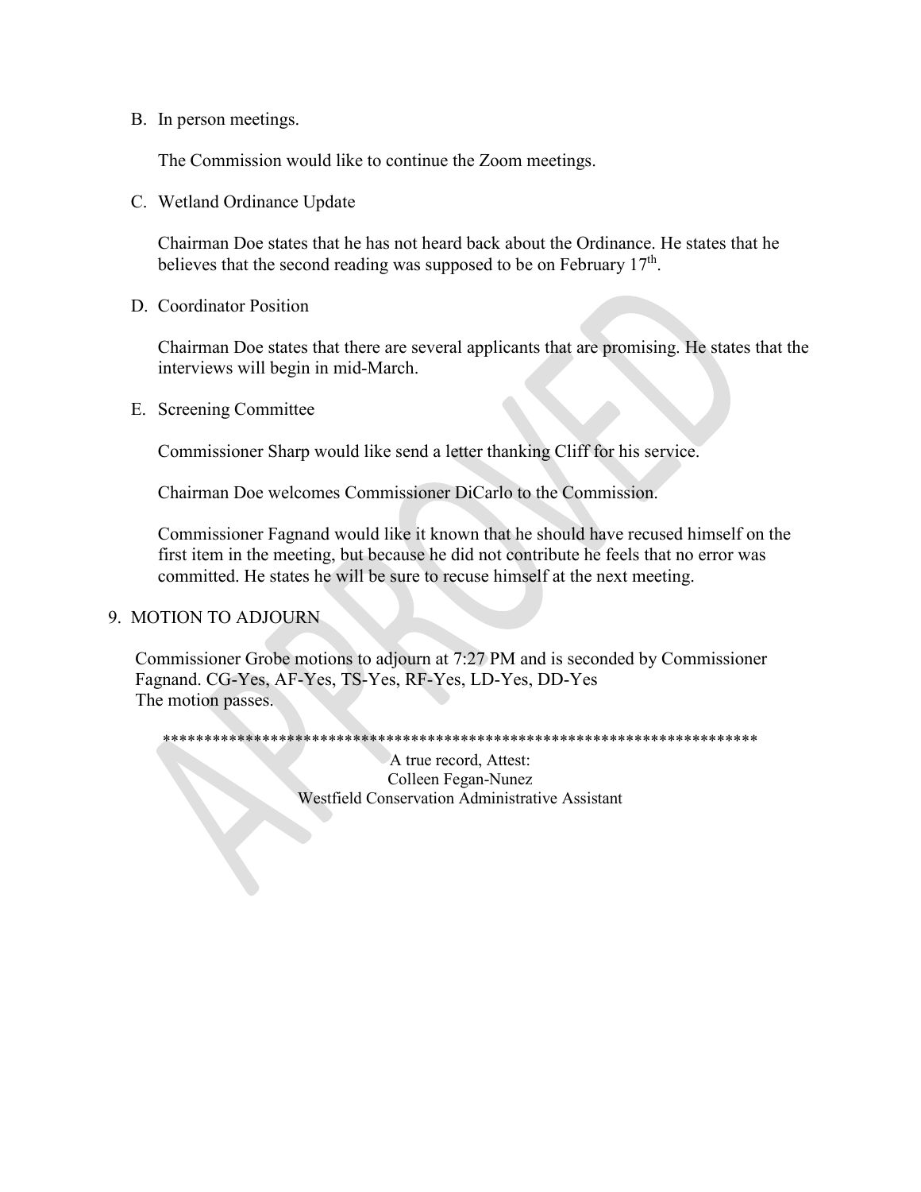B. In person meetings.

   The Commission would like to continue the Zoom meetings.

C. Wetland Ordinance Update

   Chairman Doe states that he has not heard back about the Ordinance. He states that he believes that the second reading was supposed to be on February 17th.

D. Coordinator Position

   Chairman Doe states that there are several applicants that are promising. He states that the interviews will begin in mid-March.

E. Screening Committee

   Commissioner Sharp would like send a letter thanking Cliff for his service.

   Chairman Doe welcomes Commissioner DiCarlo to the Commission.

   Commissioner Fagnand would like it known that he should have recused himself on the first item in the meeting, but because he did not contribute he feels that no error was committed. He states he will be sure to recuse himself at the next meeting.

9. MOTION TO ADJOURN

   Commissioner Grobe motions to adjourn at 7:27 PM and is seconded by Commissioner Fagnand. CG-Yes, AF-Yes, TS-Yes, RF-Yes, LD-Yes, DD-Yes
   The motion passes.

*************************************************************************

A true record, Attest:
Colleen Fegan-Nunez
Westfield Conservation Administrative Assistant